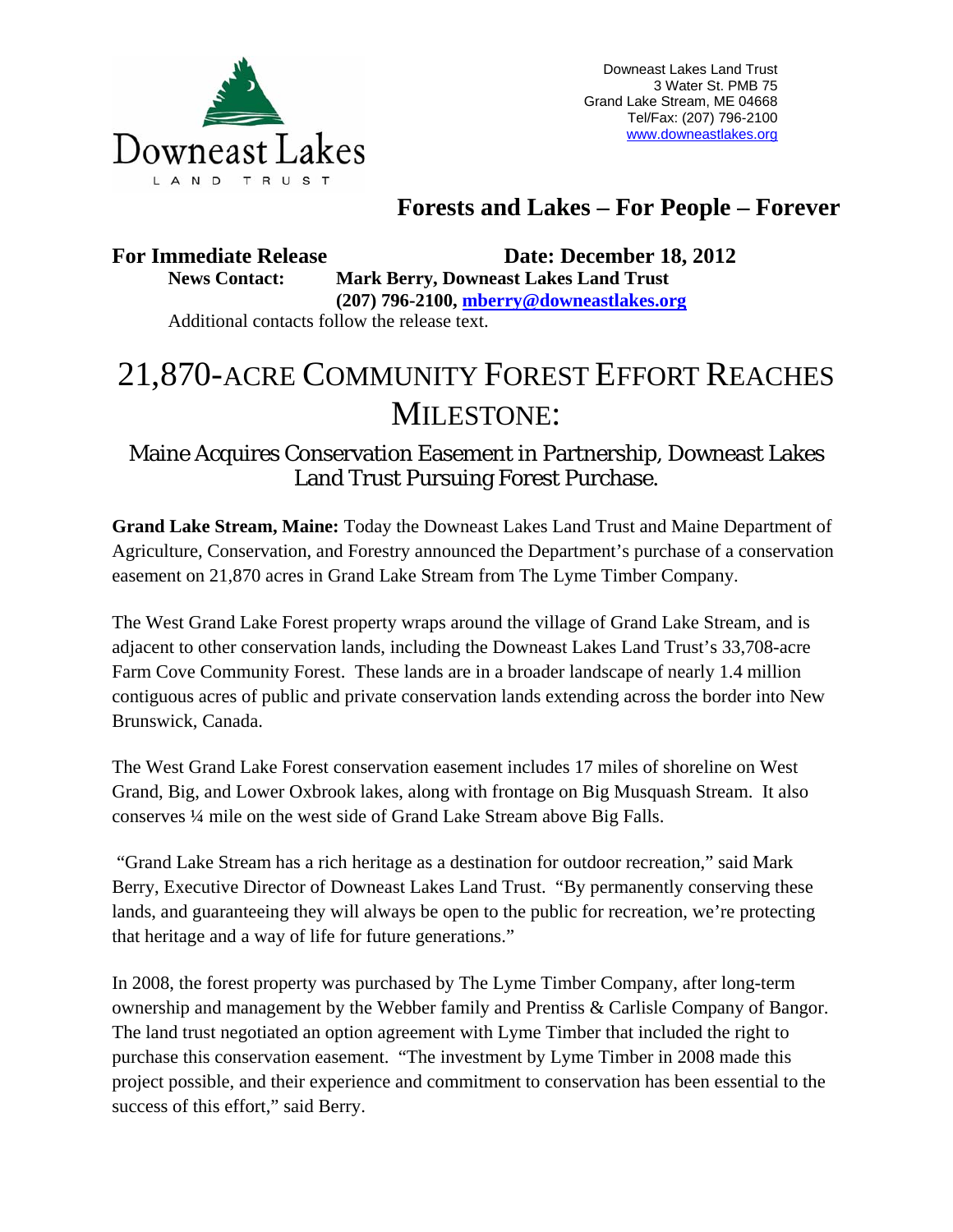Downeast Lakes Land Trust
3 Water St. PMB 75
Grand Lake Stream, ME 04668
Tel/Fax: (207) 796-2100
www.downeastlakes.org

## Forests and Lakes – For People – Forever

**For Immediate Release** **Date: December 18, 2012**

**News Contact:** **Mark Berry, Downeast Lakes Land Trust**
**(207) 796-2100, mberry@downeastlakes.org**

Additional contacts follow the release text.

# 21,870-ACRE COMMUNITY FOREST EFFORT REACHES MILESTONE:

## Maine Acquires Conservation Easement in Partnership, Downeast Lakes Land Trust Pursuing Forest Purchase.

**Grand Lake Stream, Maine:** Today the Downeast Lakes Land Trust and Maine Department of Agriculture, Conservation, and Forestry announced the Department's purchase of a conservation easement on 21,870 acres in Grand Lake Stream from The Lyme Timber Company.

The West Grand Lake Forest property wraps around the village of Grand Lake Stream, and is adjacent to other conservation lands, including the Downeast Lakes Land Trust's 33,708-acre Farm Cove Community Forest. These lands are in a broader landscape of nearly 1.4 million contiguous acres of public and private conservation lands extending across the border into New Brunswick, Canada.

The West Grand Lake Forest conservation easement includes 17 miles of shoreline on West Grand, Big, and Lower Oxbrook lakes, along with frontage on Big Musquash Stream. It also conserves ¼ mile on the west side of Grand Lake Stream above Big Falls.

"Grand Lake Stream has a rich heritage as a destination for outdoor recreation," said Mark Berry, Executive Director of Downeast Lakes Land Trust. "By permanently conserving these lands, and guaranteeing they will always be open to the public for recreation, we're protecting that heritage and a way of life for future generations."

In 2008, the forest property was purchased by The Lyme Timber Company, after long-term ownership and management by the Webber family and Prentiss & Carlisle Company of Bangor. The land trust negotiated an option agreement with Lyme Timber that included the right to purchase this conservation easement. "The investment by Lyme Timber in 2008 made this project possible, and their experience and commitment to conservation has been essential to the success of this effort," said Berry.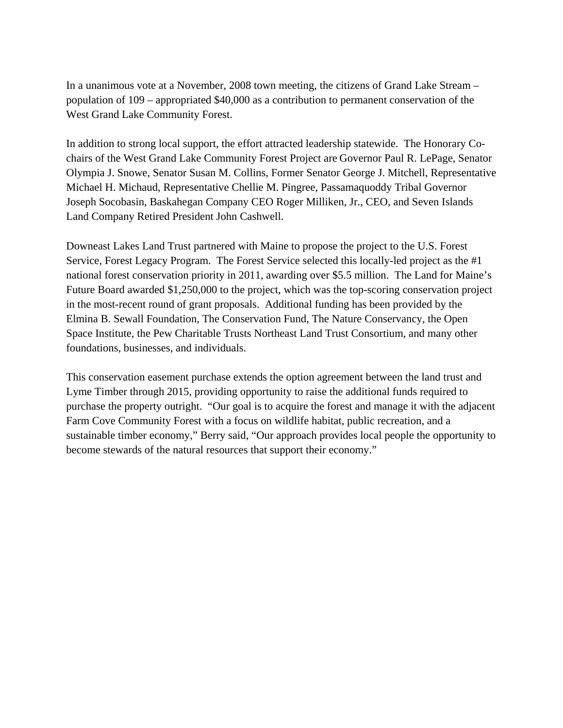In a unanimous vote at a November, 2008 town meeting, the citizens of Grand Lake Stream – population of 109 – appropriated $40,000 as a contribution to permanent conservation of the West Grand Lake Community Forest.

In addition to strong local support, the effort attracted leadership statewide. The Honorary Co-chairs of the West Grand Lake Community Forest Project are Governor Paul R. LePage, Senator Olympia J. Snowe, Senator Susan M. Collins, Former Senator George J. Mitchell, Representative Michael H. Michaud, Representative Chellie M. Pingree, Passamaquoddy Tribal Governor Joseph Socobasin, Baskahegan Company CEO Roger Milliken, Jr., CEO, and Seven Islands Land Company Retired President John Cashwell.

Downeast Lakes Land Trust partnered with Maine to propose the project to the U.S. Forest Service, Forest Legacy Program. The Forest Service selected this locally-led project as the #1 national forest conservation priority in 2011, awarding over $5.5 million. The Land for Maine's Future Board awarded $1,250,000 to the project, which was the top-scoring conservation project in the most-recent round of grant proposals. Additional funding has been provided by the Elmina B. Sewall Foundation, The Conservation Fund, The Nature Conservancy, the Open Space Institute, the Pew Charitable Trusts Northeast Land Trust Consortium, and many other foundations, businesses, and individuals.

This conservation easement purchase extends the option agreement between the land trust and Lyme Timber through 2015, providing opportunity to raise the additional funds required to purchase the property outright. "Our goal is to acquire the forest and manage it with the adjacent Farm Cove Community Forest with a focus on wildlife habitat, public recreation, and a sustainable timber economy," Berry said, "Our approach provides local people the opportunity to become stewards of the natural resources that support their economy."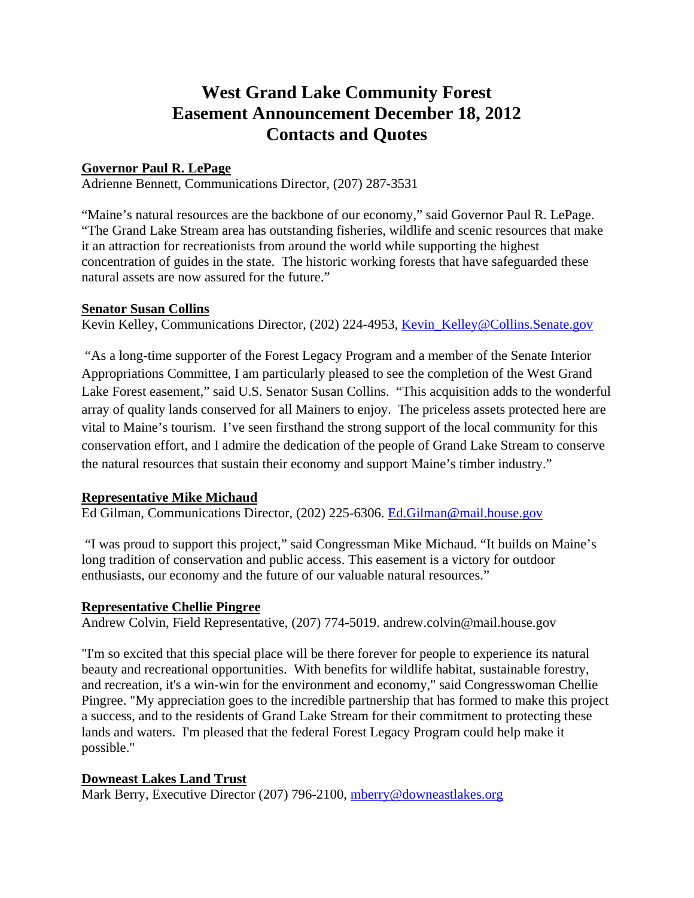# West Grand Lake Community Forest Easement Announcement December 18, 2012 Contacts and Quotes

**Governor Paul R. LePage**
Adrienne Bennett, Communications Director, (207) 287-3531

"Maine's natural resources are the backbone of our economy," said Governor Paul R. LePage. "The Grand Lake Stream area has outstanding fisheries, wildlife and scenic resources that make it an attraction for recreationists from around the world while supporting the highest concentration of guides in the state. The historic working forests that have safeguarded these natural assets are now assured for the future."

**Senator Susan Collins**
Kevin Kelley, Communications Director, (202) 224-4953, Kevin_Kelley@Collins.Senate.gov

"As a long-time supporter of the Forest Legacy Program and a member of the Senate Interior Appropriations Committee, I am particularly pleased to see the completion of the West Grand Lake Forest easement," said U.S. Senator Susan Collins. "This acquisition adds to the wonderful array of quality lands conserved for all Mainers to enjoy. The priceless assets protected here are vital to Maine's tourism. I've seen firsthand the strong support of the local community for this conservation effort, and I admire the dedication of the people of Grand Lake Stream to conserve the natural resources that sustain their economy and support Maine's timber industry."

**Representative Mike Michaud**
Ed Gilman, Communications Director, (202) 225-6306. Ed.Gilman@mail.house.gov

"I was proud to support this project," said Congressman Mike Michaud. "It builds on Maine's long tradition of conservation and public access. This easement is a victory for outdoor enthusiasts, our economy and the future of our valuable natural resources."

**Representative Chellie Pingree**
Andrew Colvin, Field Representative, (207) 774-5019. andrew.colvin@mail.house.gov

"I'm so excited that this special place will be there forever for people to experience its natural beauty and recreational opportunities. With benefits for wildlife habitat, sustainable forestry, and recreation, it's a win-win for the environment and economy," said Congresswoman Chellie Pingree. "My appreciation goes to the incredible partnership that has formed to make this project a success, and to the residents of Grand Lake Stream for their commitment to protecting these lands and waters. I'm pleased that the federal Forest Legacy Program could help make it possible."

**Downeast Lakes Land Trust**
Mark Berry, Executive Director (207) 796-2100, mberry@downeastlakes.org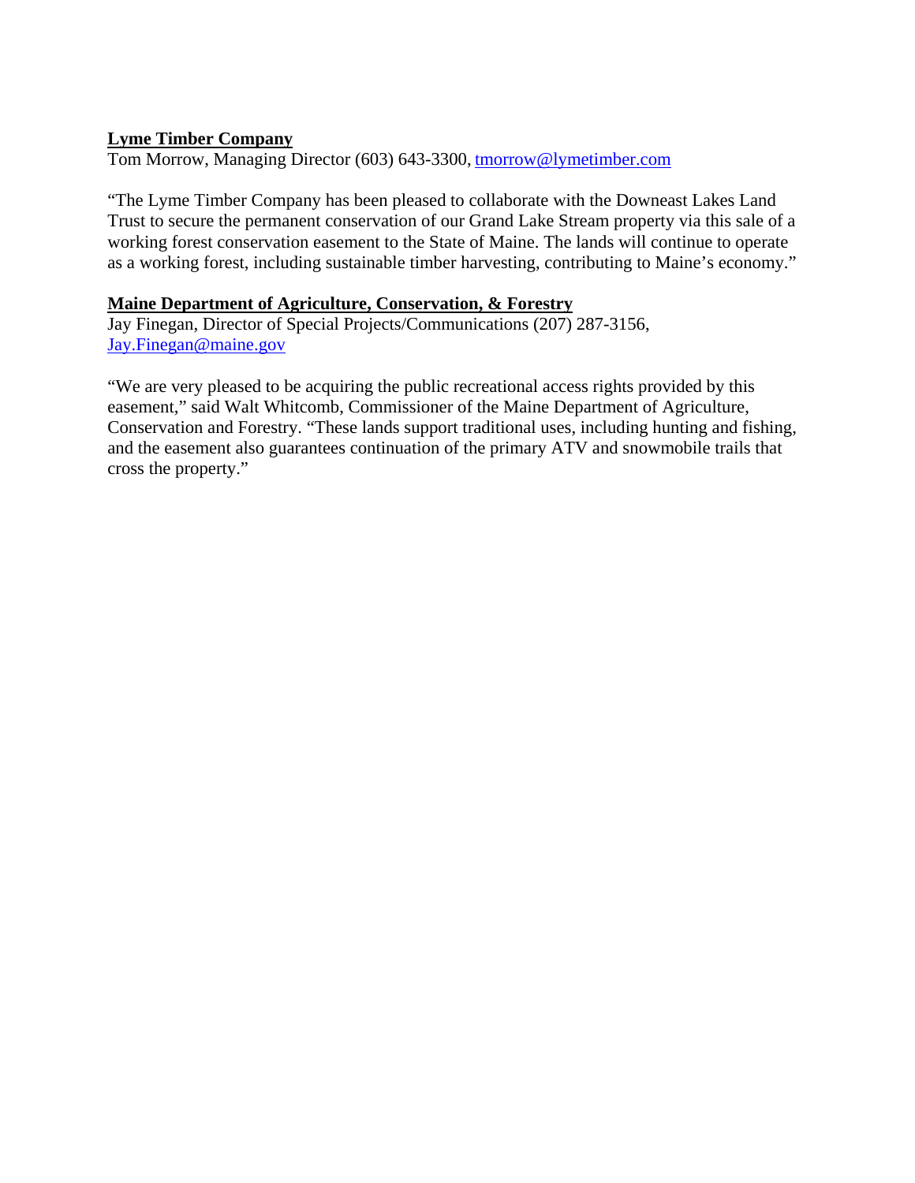**Lyme Timber Company**
Tom Morrow, Managing Director (603) 643-3300, tmorrow@lymetimber.com

"The Lyme Timber Company has been pleased to collaborate with the Downeast Lakes Land Trust to secure the permanent conservation of our Grand Lake Stream property via this sale of a working forest conservation easement to the State of Maine. The lands will continue to operate as a working forest, including sustainable timber harvesting, contributing to Maine's economy."

**Maine Department of Agriculture, Conservation, & Forestry**
Jay Finegan, Director of Special Projects/Communications (207) 287-3156, Jay.Finegan@maine.gov

"We are very pleased to be acquiring the public recreational access rights provided by this easement," said Walt Whitcomb, Commissioner of the Maine Department of Agriculture, Conservation and Forestry. "These lands support traditional uses, including hunting and fishing, and the easement also guarantees continuation of the primary ATV and snowmobile trails that cross the property."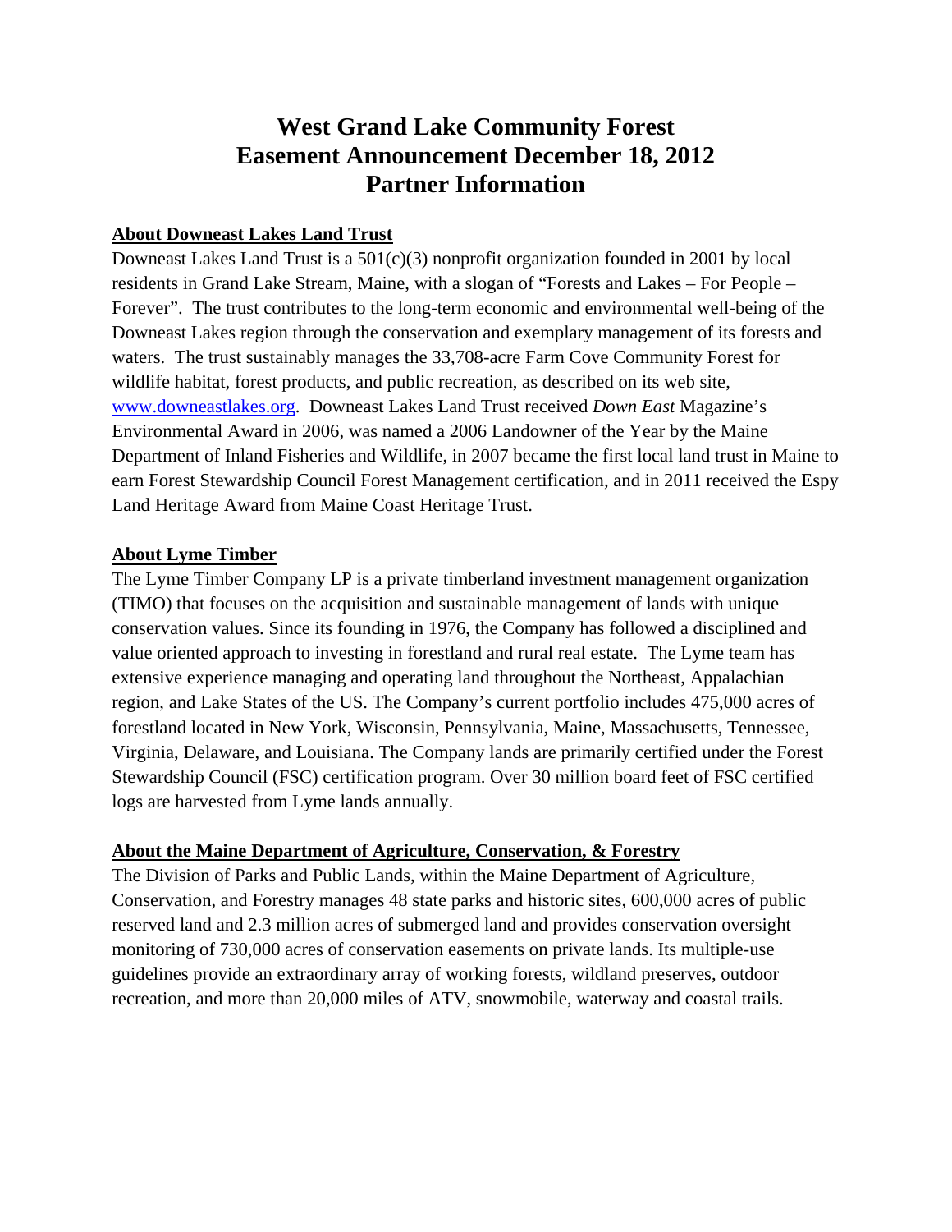# West Grand Lake Community Forest
# Easement Announcement December 18, 2012
# Partner Information

## About Downeast Lakes Land Trust

Downeast Lakes Land Trust is a 501(c)(3) nonprofit organization founded in 2001 by local residents in Grand Lake Stream, Maine, with a slogan of "Forests and Lakes – For People – Forever". The trust contributes to the long-term economic and environmental well-being of the Downeast Lakes region through the conservation and exemplary management of its forests and waters. The trust sustainably manages the 33,708-acre Farm Cove Community Forest for wildlife habitat, forest products, and public recreation, as described on its web site, [www.downeastlakes.org](www.downeastlakes.org). Downeast Lakes Land Trust received *Down East* Magazine's Environmental Award in 2006, was named a 2006 Landowner of the Year by the Maine Department of Inland Fisheries and Wildlife, in 2007 became the first local land trust in Maine to earn Forest Stewardship Council Forest Management certification, and in 2011 received the Espy Land Heritage Award from Maine Coast Heritage Trust.

## About Lyme Timber

The Lyme Timber Company LP is a private timberland investment management organization (TIMO) that focuses on the acquisition and sustainable management of lands with unique conservation values. Since its founding in 1976, the Company has followed a disciplined and value oriented approach to investing in forestland and rural real estate. The Lyme team has extensive experience managing and operating land throughout the Northeast, Appalachian region, and Lake States of the US. The Company's current portfolio includes 475,000 acres of forestland located in New York, Wisconsin, Pennsylvania, Maine, Massachusetts, Tennessee, Virginia, Delaware, and Louisiana. The Company lands are primarily certified under the Forest Stewardship Council (FSC) certification program. Over 30 million board feet of FSC certified logs are harvested from Lyme lands annually.

## About the Maine Department of Agriculture, Conservation, & Forestry

The Division of Parks and Public Lands, within the Maine Department of Agriculture, Conservation, and Forestry manages 48 state parks and historic sites, 600,000 acres of public reserved land and 2.3 million acres of submerged land and provides conservation oversight monitoring of 730,000 acres of conservation easements on private lands. Its multiple-use guidelines provide an extraordinary array of working forests, wildland preserves, outdoor recreation, and more than 20,000 miles of ATV, snowmobile, waterway and coastal trails.